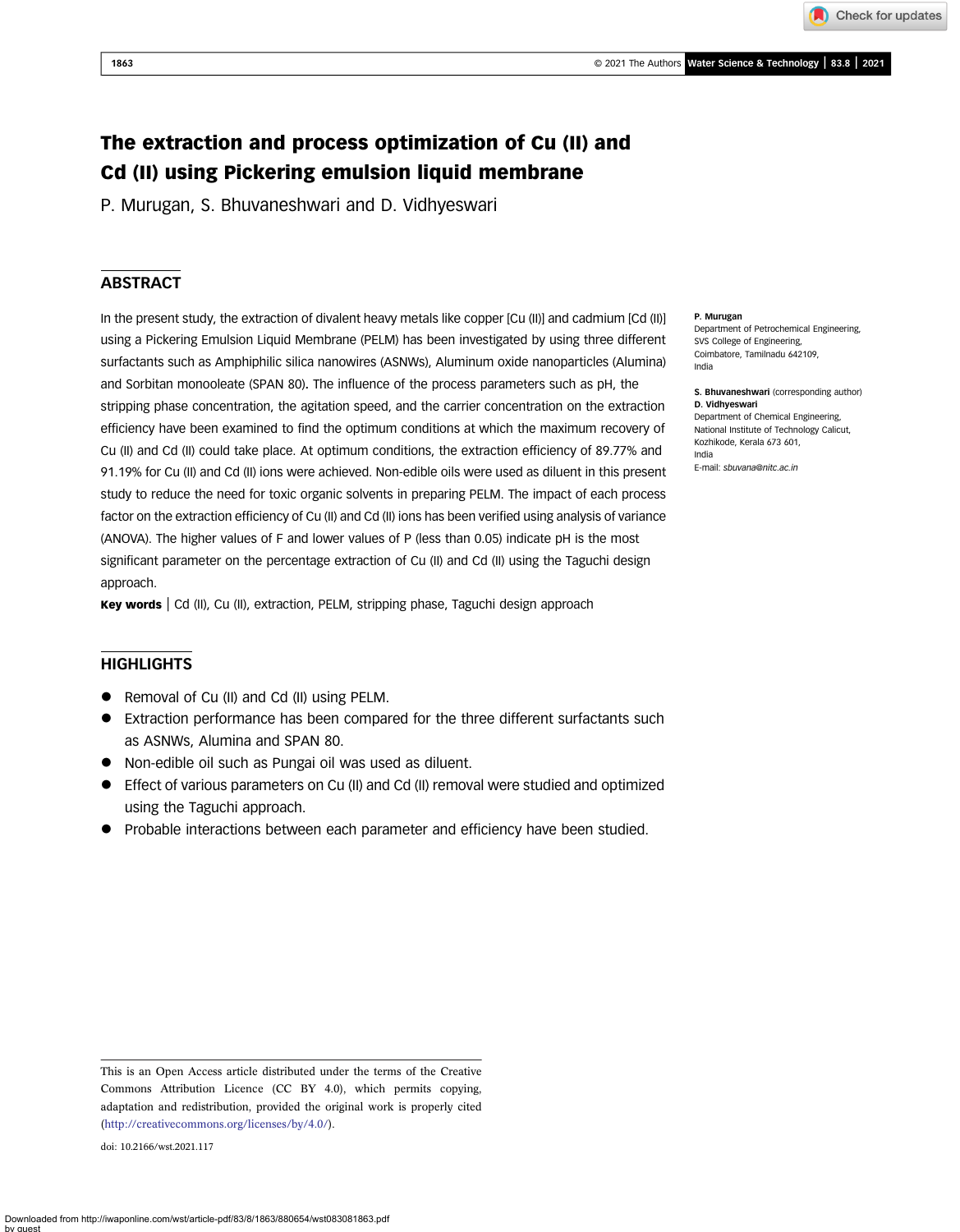# The extraction and process optimization of Cu (II) and Cd (II) using Pickering emulsion liquid membrane

P. Murugan, S. Bhuvaneshwari and D. Vidhyeswari

## ABSTRACT

In the present study, the extraction of divalent heavy metals like copper [Cu (II)] and cadmium [Cd (II)] using a Pickering Emulsion Liquid Membrane (PELM) has been investigated by using three different surfactants such as Amphiphilic silica nanowires (ASNWs), Aluminum oxide nanoparticles (Alumina) and Sorbitan monooleate (SPAN 80). The influence of the process parameters such as pH, the stripping phase concentration, the agitation speed, and the carrier concentration on the extraction efficiency have been examined to find the optimum conditions at which the maximum recovery of Cu (II) and Cd (II) could take place. At optimum conditions, the extraction efficiency of 89.77% and 91.19% for Cu (II) and Cd (II) ions were achieved. Non-edible oils were used as diluent in this present study to reduce the need for toxic organic solvents in preparing PELM. The impact of each process factor on the extraction efficiency of Cu (II) and Cd (II) ions has been verified using analysis of variance (ANOVA). The higher values of F and lower values of P (less than 0.05) indicate pH is the most significant parameter on the percentage extraction of Cu (II) and Cd (II) using the Taguchi design approach.

**Key words** | Cd (II), Cu (II), extraction, PELM, stripping phase, Taguchi design approach

**P. Murugan**
Department of Petrochemical Engineering,
SVS College of Engineering,
Coimbatore, Tamilnadu 642109,
India

**S. Bhuvaneshwari** (corresponding author)
**D. Vidhyeswari**
Department of Chemical Engineering,
National Institute of Technology Calicut,
Kozhikode, Kerala 673 601,
India
E-mail: *sbuvana@nitc.ac.in*

## HIGHLIGHTS

- Removal of Cu (II) and Cd (II) using PELM.
- Extraction performance has been compared for the three different surfactants such as ASNWs, Alumina and SPAN 80.
- Non-edible oil such as Pungai oil was used as diluent.
- Effect of various parameters on Cu (II) and Cd (II) removal were studied and optimized using the Taguchi approach.
- Probable interactions between each parameter and efficiency have been studied.

This is an Open Access article distributed under the terms of the Creative Commons Attribution Licence (CC BY 4.0), which permits copying, adaptation and redistribution, provided the original work is properly cited (http://creativecommons.org/licenses/by/4.0/).

doi: 10.2166/wst.2021.117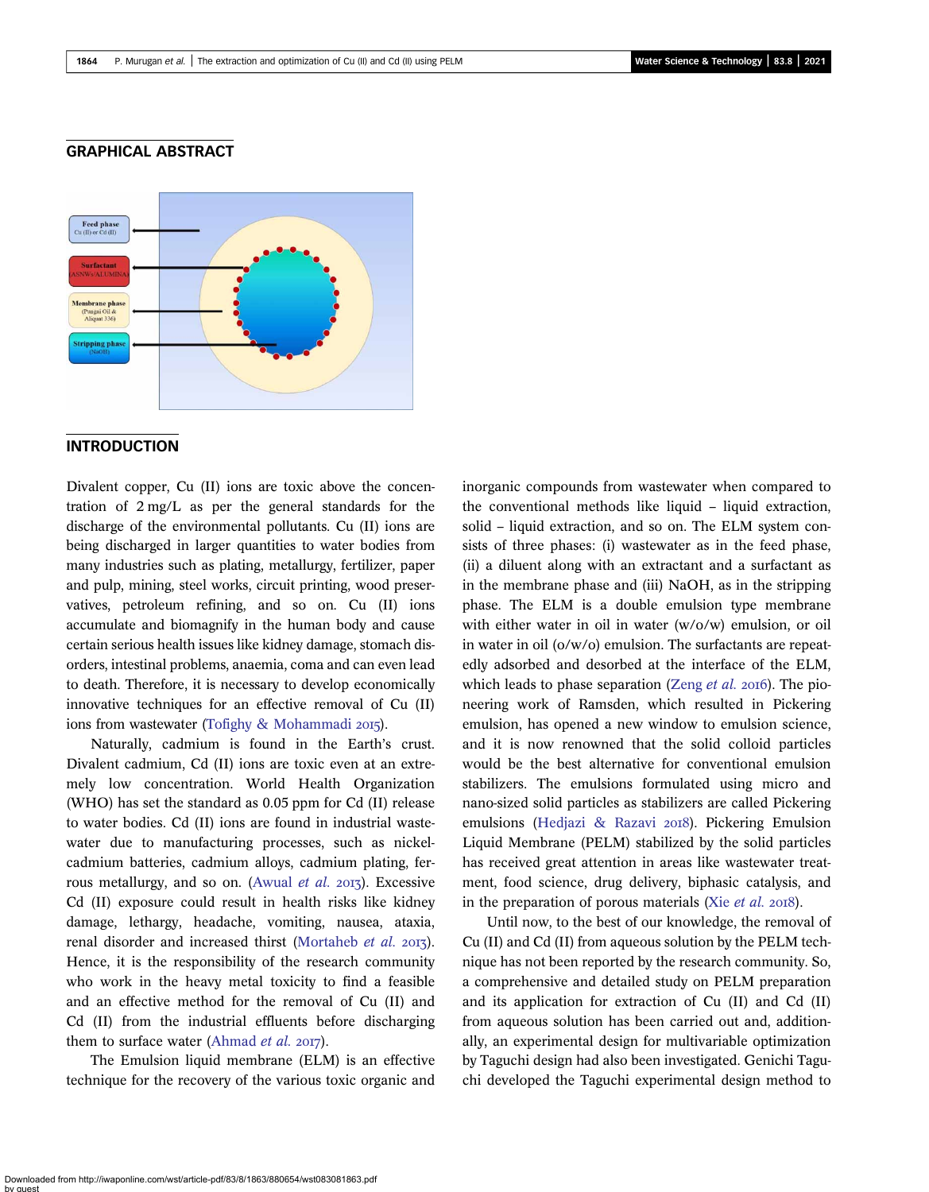## GRAPHICAL ABSTRACT

## INTRODUCTION

Divalent copper, Cu (II) ions are toxic above the concentration of 2 mg/L as per the general standards for the discharge of the environmental pollutants. Cu (II) ions are being discharged in larger quantities to water bodies from many industries such as plating, metallurgy, fertilizer, paper and pulp, mining, steel works, circuit printing, wood preservatives, petroleum refining, and so on. Cu (II) ions accumulate and biomagnify in the human body and cause certain serious health issues like kidney damage, stomach disorders, intestinal problems, anaemia, coma and can even lead to death. Therefore, it is necessary to develop economically innovative techniques for an effective removal of Cu (II) ions from wastewater (Tofighy & Mohammadi 2015).

Naturally, cadmium is found in the Earth's crust. Divalent cadmium, Cd (II) ions are toxic even at an extremely low concentration. World Health Organization (WHO) has set the standard as 0.05 ppm for Cd (II) release to water bodies. Cd (II) ions are found in industrial wastewater due to manufacturing processes, such as nickel-cadmium batteries, cadmium alloys, cadmium plating, ferrous metallurgy, and so on. (Awual *et al.* 2013). Excessive Cd (II) exposure could result in health risks like kidney damage, lethargy, headache, vomiting, nausea, ataxia, renal disorder and increased thirst (Mortaheb *et al.* 2013). Hence, it is the responsibility of the research community who work in the heavy metal toxicity to find a feasible and an effective method for the removal of Cu (II) and Cd (II) from the industrial effluents before discharging them to surface water (Ahmad *et al.* 2017).

The Emulsion liquid membrane (ELM) is an effective technique for the recovery of the various toxic organic and inorganic compounds from wastewater when compared to the conventional methods like liquid – liquid extraction, solid – liquid extraction, and so on. The ELM system consists of three phases: (i) wastewater as in the feed phase, (ii) a diluent along with an extractant and a surfactant as in the membrane phase and (iii) NaOH, as in the stripping phase. The ELM is a double emulsion type membrane with either water in oil in water (w/o/w) emulsion, or oil in water in oil (o/w/o) emulsion. The surfactants are repeatedly adsorbed and desorbed at the interface of the ELM, which leads to phase separation (Zeng *et al.* 2016). The pioneering work of Ramsden, which resulted in Pickering emulsion, has opened a new window to emulsion science, and it is now renowned that the solid colloid particles would be the best alternative for conventional emulsion stabilizers. The emulsions formulated using micro and nano-sized solid particles as stabilizers are called Pickering emulsions (Hedjazi & Razavi 2018). Pickering Emulsion Liquid Membrane (PELM) stabilized by the solid particles has received great attention in areas like wastewater treatment, food science, drug delivery, biphasic catalysis, and in the preparation of porous materials (Xie *et al.* 2018).

Until now, to the best of our knowledge, the removal of Cu (II) and Cd (II) from aqueous solution by the PELM technique has not been reported by the research community. So, a comprehensive and detailed study on PELM preparation and its application for extraction of Cu (II) and Cd (II) from aqueous solution has been carried out and, additionally, an experimental design for multivariable optimization by Taguchi design had also been investigated. Genichi Taguchi developed the Taguchi experimental design method to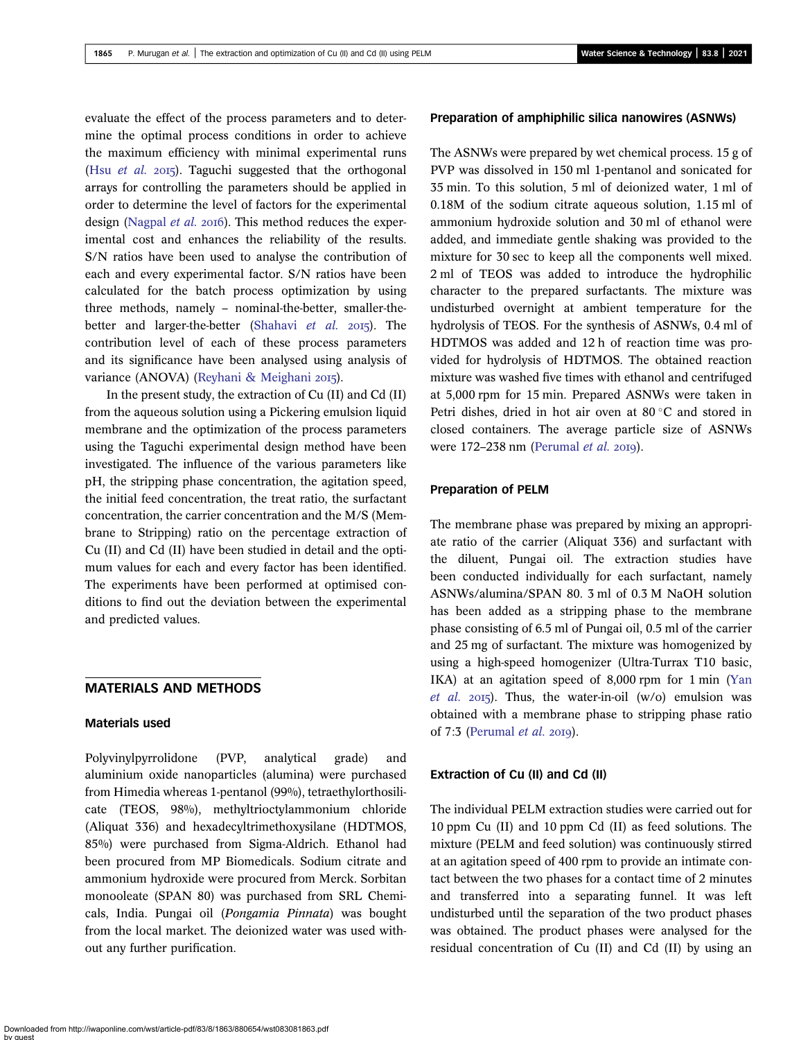evaluate the effect of the process parameters and to determine the optimal process conditions in order to achieve the maximum efficiency with minimal experimental runs (Hsu *et al.* 2015). Taguchi suggested that the orthogonal arrays for controlling the parameters should be applied in order to determine the level of factors for the experimental design (Nagpal *et al.* 2016). This method reduces the experimental cost and enhances the reliability of the results. S/N ratios have been used to analyse the contribution of each and every experimental factor. S/N ratios have been calculated for the batch process optimization by using three methods, namely – nominal-the-better, smaller-the-better and larger-the-better (Shahavi *et al.* 2015). The contribution level of each of these process parameters and its significance have been analysed using analysis of variance (ANOVA) (Reyhani & Meighani 2015).

In the present study, the extraction of Cu (II) and Cd (II) from the aqueous solution using a Pickering emulsion liquid membrane and the optimization of the process parameters using the Taguchi experimental design method have been investigated. The influence of the various parameters like pH, the stripping phase concentration, the agitation speed, the initial feed concentration, the treat ratio, the surfactant concentration, the carrier concentration and the M/S (Membrane to Stripping) ratio on the percentage extraction of Cu (II) and Cd (II) have been studied in detail and the optimum values for each and every factor has been identified. The experiments have been performed at optimised conditions to find out the deviation between the experimental and predicted values.

## MATERIALS AND METHODS

### Materials used

Polyvinylpyrrolidone (PVP, analytical grade) and aluminium oxide nanoparticles (alumina) were purchased from Himedia whereas 1-pentanol (99%), tetraethylorthosilicate (TEOS, 98%), methyltrioctylammonium chloride (Aliquat 336) and hexadecyltrimethoxysilane (HDTMOS, 85%) were purchased from Sigma-Aldrich. Ethanol had been procured from MP Biomedicals. Sodium citrate and ammonium hydroxide were procured from Merck. Sorbitan monooleate (SPAN 80) was purchased from SRL Chemicals, India. Pungai oil (*Pongamia Pinnata*) was bought from the local market. The deionized water was used without any further purification.

### Preparation of amphiphilic silica nanowires (ASNWs)

The ASNWs were prepared by wet chemical process. 15 g of PVP was dissolved in 150 ml 1-pentanol and sonicated for 35 min. To this solution, 5 ml of deionized water, 1 ml of 0.18M of the sodium citrate aqueous solution, 1.15 ml of ammonium hydroxide solution and 30 ml of ethanol were added, and immediate gentle shaking was provided to the mixture for 30 sec to keep all the components well mixed. 2 ml of TEOS was added to introduce the hydrophilic character to the prepared surfactants. The mixture was undisturbed overnight at ambient temperature for the hydrolysis of TEOS. For the synthesis of ASNWs, 0.4 ml of HDTMOS was added and 12 h of reaction time was provided for hydrolysis of HDTMOS. The obtained reaction mixture was washed five times with ethanol and centrifuged at 5,000 rpm for 15 min. Prepared ASNWs were taken in Petri dishes, dried in hot air oven at 80 °C and stored in closed containers. The average particle size of ASNWs were 172–238 nm (Perumal *et al.* 2019).

### Preparation of PELM

The membrane phase was prepared by mixing an appropriate ratio of the carrier (Aliquat 336) and surfactant with the diluent, Pungai oil. The extraction studies have been conducted individually for each surfactant, namely ASNWs/alumina/SPAN 80. 3 ml of 0.3 M NaOH solution has been added as a stripping phase to the membrane phase consisting of 6.5 ml of Pungai oil, 0.5 ml of the carrier and 25 mg of surfactant. The mixture was homogenized by using a high-speed homogenizer (Ultra-Turrax T10 basic, IKA) at an agitation speed of 8,000 rpm for 1 min (Yan *et al.* 2015). Thus, the water-in-oil (w/o) emulsion was obtained with a membrane phase to stripping phase ratio of 7:3 (Perumal *et al.* 2019).

### Extraction of Cu (II) and Cd (II)

The individual PELM extraction studies were carried out for 10 ppm Cu (II) and 10 ppm Cd (II) as feed solutions. The mixture (PELM and feed solution) was continuously stirred at an agitation speed of 400 rpm to provide an intimate contact between the two phases for a contact time of 2 minutes and transferred into a separating funnel. It was left undisturbed until the separation of the two product phases was obtained. The product phases were analysed for the residual concentration of Cu (II) and Cd (II) by using an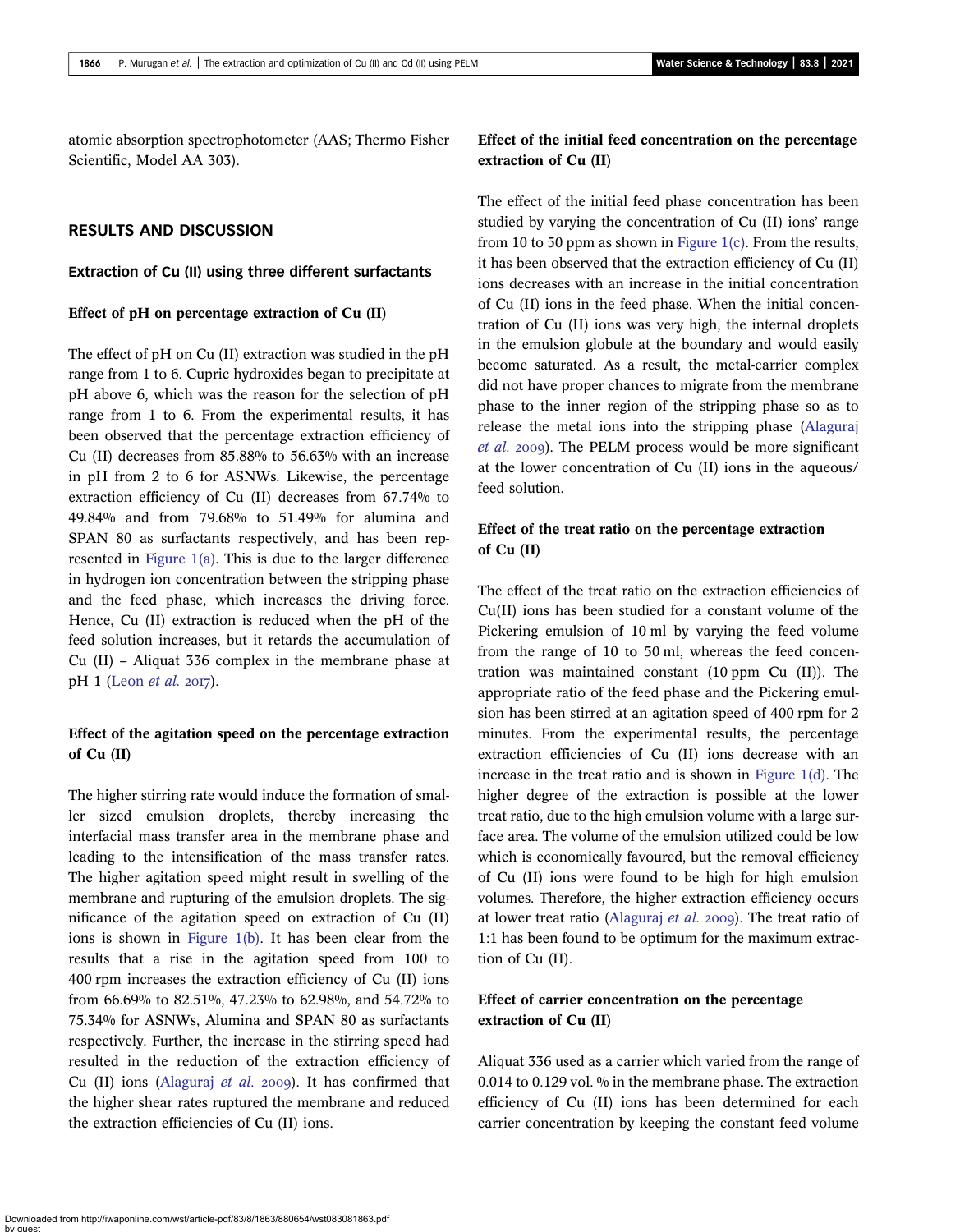atomic absorption spectrophotometer (AAS; Thermo Fisher Scientific, Model AA 303).

## RESULTS AND DISCUSSION

### Extraction of Cu (II) using three different surfactants

#### Effect of pH on percentage extraction of Cu (II)

The effect of pH on Cu (II) extraction was studied in the pH range from 1 to 6. Cupric hydroxides began to precipitate at pH above 6, which was the reason for the selection of pH range from 1 to 6. From the experimental results, it has been observed that the percentage extraction efficiency of Cu (II) decreases from 85.88% to 56.63% with an increase in pH from 2 to 6 for ASNWs. Likewise, the percentage extraction efficiency of Cu (II) decreases from 67.74% to 49.84% and from 79.68% to 51.49% for alumina and SPAN 80 as surfactants respectively, and has been represented in Figure 1(a). This is due to the larger difference in hydrogen ion concentration between the stripping phase and the feed phase, which increases the driving force. Hence, Cu (II) extraction is reduced when the pH of the feed solution increases, but it retards the accumulation of Cu (II) – Aliquat 336 complex in the membrane phase at pH 1 (Leon *et al.* 2017).

#### Effect of the agitation speed on the percentage extraction of Cu (II)

The higher stirring rate would induce the formation of smaller sized emulsion droplets, thereby increasing the interfacial mass transfer area in the membrane phase and leading to the intensification of the mass transfer rates. The higher agitation speed might result in swelling of the membrane and rupturing of the emulsion droplets. The significance of the agitation speed on extraction of Cu (II) ions is shown in Figure 1(b). It has been clear from the results that a rise in the agitation speed from 100 to 400 rpm increases the extraction efficiency of Cu (II) ions from 66.69% to 82.51%, 47.23% to 62.98%, and 54.72% to 75.34% for ASNWs, Alumina and SPAN 80 as surfactants respectively. Further, the increase in the stirring speed had resulted in the reduction of the extraction efficiency of Cu (II) ions (Alaguraj *et al.* 2009). It has confirmed that the higher shear rates ruptured the membrane and reduced the extraction efficiencies of Cu (II) ions.

#### Effect of the initial feed concentration on the percentage extraction of Cu (II)

The effect of the initial feed phase concentration has been studied by varying the concentration of Cu (II) ions' range from 10 to 50 ppm as shown in Figure 1(c). From the results, it has been observed that the extraction efficiency of Cu (II) ions decreases with an increase in the initial concentration of Cu (II) ions in the feed phase. When the initial concentration of Cu (II) ions was very high, the internal droplets in the emulsion globule at the boundary and would easily become saturated. As a result, the metal-carrier complex did not have proper chances to migrate from the membrane phase to the inner region of the stripping phase so as to release the metal ions into the stripping phase (Alaguraj *et al.* 2009). The PELM process would be more significant at the lower concentration of Cu (II) ions in the aqueous/feed solution.

#### Effect of the treat ratio on the percentage extraction of Cu (II)

The effect of the treat ratio on the extraction efficiencies of Cu(II) ions has been studied for a constant volume of the Pickering emulsion of 10 ml by varying the feed volume from the range of 10 to 50 ml, whereas the feed concentration was maintained constant (10 ppm Cu (II)). The appropriate ratio of the feed phase and the Pickering emulsion has been stirred at an agitation speed of 400 rpm for 2 minutes. From the experimental results, the percentage extraction efficiencies of Cu (II) ions decrease with an increase in the treat ratio and is shown in Figure 1(d). The higher degree of the extraction is possible at the lower treat ratio, due to the high emulsion volume with a large surface area. The volume of the emulsion utilized could be low which is economically favoured, but the removal efficiency of Cu (II) ions were found to be high for high emulsion volumes. Therefore, the higher extraction efficiency occurs at lower treat ratio (Alaguraj *et al.* 2009). The treat ratio of 1:1 has been found to be optimum for the maximum extraction of Cu (II).

#### Effect of carrier concentration on the percentage extraction of Cu (II)

Aliquat 336 used as a carrier which varied from the range of 0.014 to 0.129 vol. % in the membrane phase. The extraction efficiency of Cu (II) ions has been determined for each carrier concentration by keeping the constant feed volume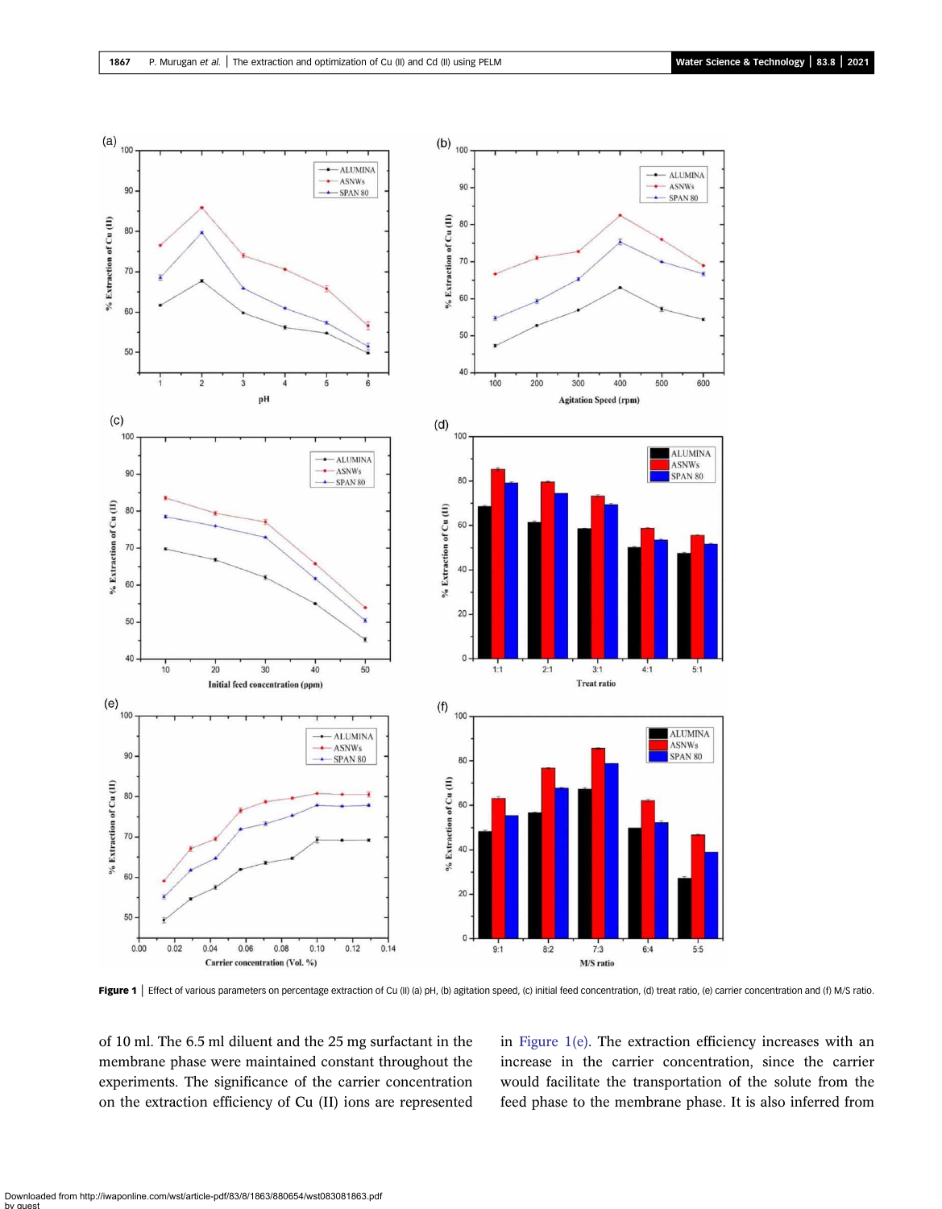**Figure 1** | Effect of various parameters on percentage extraction of Cu (II) (a) pH, (b) agitation speed, (c) initial feed concentration, (d) treat ratio, (e) carrier concentration and (f) M/S ratio.

of 10 ml. The 6.5 ml diluent and the 25 mg surfactant in the membrane phase were maintained constant throughout the experiments. The significance of the carrier concentration on the extraction efficiency of Cu (II) ions are represented in Figure 1(e). The extraction efficiency increases with an increase in the carrier concentration, since the carrier would facilitate the transportation of the solute from the feed phase to the membrane phase. It is also inferred from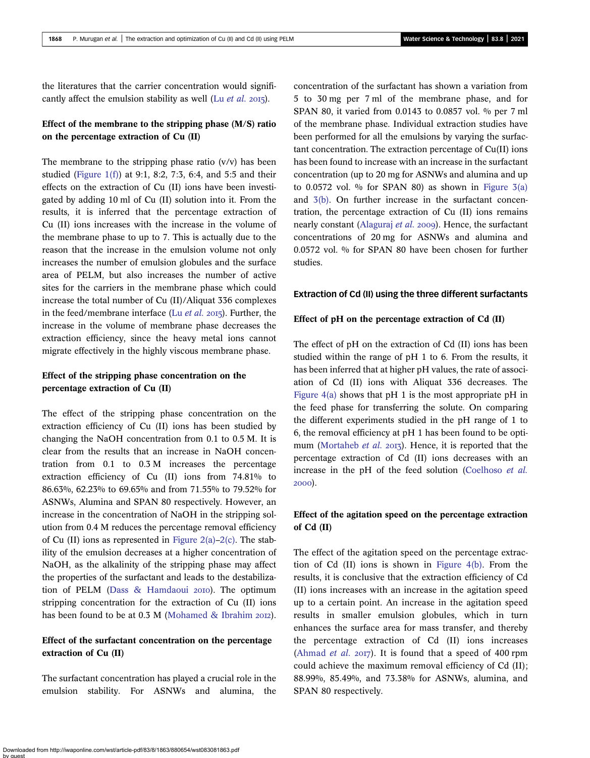the literatures that the carrier concentration would significantly affect the emulsion stability as well (Lu *et al.* 2015).

### Effect of the membrane to the stripping phase (M/S) ratio on the percentage extraction of Cu (II)

The membrane to the stripping phase ratio (v/v) has been studied (Figure 1(f)) at 9:1, 8:2, 7:3, 6:4, and 5:5 and their effects on the extraction of Cu (II) ions have been investigated by adding 10 ml of Cu (II) solution into it. From the results, it is inferred that the percentage extraction of Cu (II) ions increases with the increase in the volume of the membrane phase to up to 7. This is actually due to the reason that the increase in the emulsion volume not only increases the number of emulsion globules and the surface area of PELM, but also increases the number of active sites for the carriers in the membrane phase which could increase the total number of Cu (II)/Aliquat 336 complexes in the feed/membrane interface (Lu *et al.* 2015). Further, the increase in the volume of membrane phase decreases the extraction efficiency, since the heavy metal ions cannot migrate effectively in the highly viscous membrane phase.

### Effect of the stripping phase concentration on the percentage extraction of Cu (II)

The effect of the stripping phase concentration on the extraction efficiency of Cu (II) ions has been studied by changing the NaOH concentration from 0.1 to 0.5 M. It is clear from the results that an increase in NaOH concentration from 0.1 to 0.3 M increases the percentage extraction efficiency of Cu (II) ions from 74.81% to 86.63%, 62.23% to 69.65% and from 71.55% to 79.52% for ASNWs, Alumina and SPAN 80 respectively. However, an increase in the concentration of NaOH in the stripping solution from 0.4 M reduces the percentage removal efficiency of Cu (II) ions as represented in Figure 2(a)–2(c). The stability of the emulsion decreases at a higher concentration of NaOH, as the alkalinity of the stripping phase may affect the properties of the surfactant and leads to the destabilization of PELM (Dass & Hamdaoui 2010). The optimum stripping concentration for the extraction of Cu (II) ions has been found to be at 0.3 M (Mohamed & Ibrahim 2012).

### Effect of the surfactant concentration on the percentage extraction of Cu (II)

The surfactant concentration has played a crucial role in the emulsion stability. For ASNWs and alumina, the concentration of the surfactant has shown a variation from 5 to 30 mg per 7 ml of the membrane phase, and for SPAN 80, it varied from 0.0143 to 0.0857 vol. % per 7 ml of the membrane phase. Individual extraction studies have been performed for all the emulsions by varying the surfactant concentration. The extraction percentage of Cu(II) ions has been found to increase with an increase in the surfactant concentration (up to 20 mg for ASNWs and alumina and up to 0.0572 vol. % for SPAN 80) as shown in Figure 3(a) and 3(b). On further increase in the surfactant concentration, the percentage extraction of Cu (II) ions remains nearly constant (Alaguraj *et al.* 2009). Hence, the surfactant concentrations of 20 mg for ASNWs and alumina and 0.0572 vol. % for SPAN 80 have been chosen for further studies.

## Extraction of Cd (II) using the three different surfactants

### Effect of pH on the percentage extraction of Cd (II)

The effect of pH on the extraction of Cd (II) ions has been studied within the range of pH 1 to 6. From the results, it has been inferred that at higher pH values, the rate of association of Cd (II) ions with Aliquat 336 decreases. The Figure 4(a) shows that pH 1 is the most appropriate pH in the feed phase for transferring the solute. On comparing the different experiments studied in the pH range of 1 to 6, the removal efficiency at pH 1 has been found to be optimum (Mortaheb *et al.* 2013). Hence, it is reported that the percentage extraction of Cd (II) ions decreases with an increase in the pH of the feed solution (Coelhoso *et al.* 2000).

### Effect of the agitation speed on the percentage extraction of Cd (II)

The effect of the agitation speed on the percentage extraction of Cd (II) ions is shown in Figure 4(b). From the results, it is conclusive that the extraction efficiency of Cd (II) ions increases with an increase in the agitation speed up to a certain point. An increase in the agitation speed results in smaller emulsion globules, which in turn enhances the surface area for mass transfer, and thereby the percentage extraction of Cd (II) ions increases (Ahmad *et al.* 2017). It is found that a speed of 400 rpm could achieve the maximum removal efficiency of Cd (II); 88.99%, 85.49%, and 73.38% for ASNWs, alumina, and SPAN 80 respectively.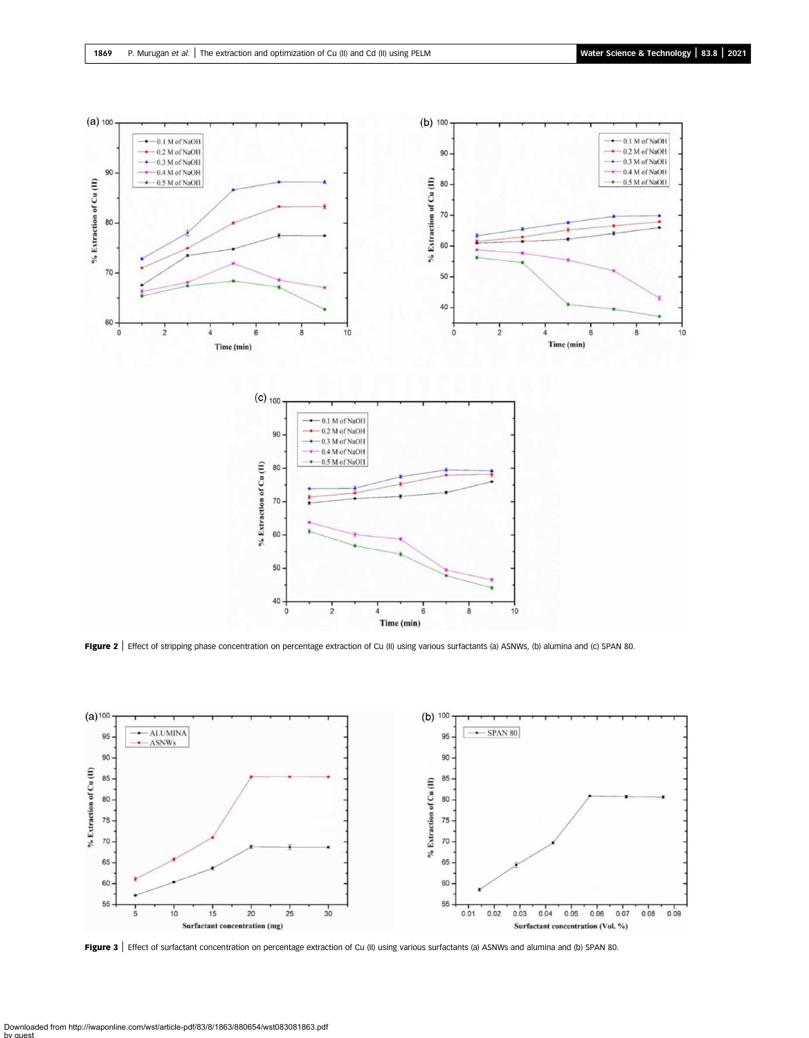**Figure 2** | Effect of stripping phase concentration on percentage extraction of Cu (II) using various surfactants (a) ASNWs, (b) alumina and (c) SPAN 80.

**Figure 3** | Effect of surfactant concentration on percentage extraction of Cu (II) using various surfactants (a) ASNWs and alumina and (b) SPAN 80.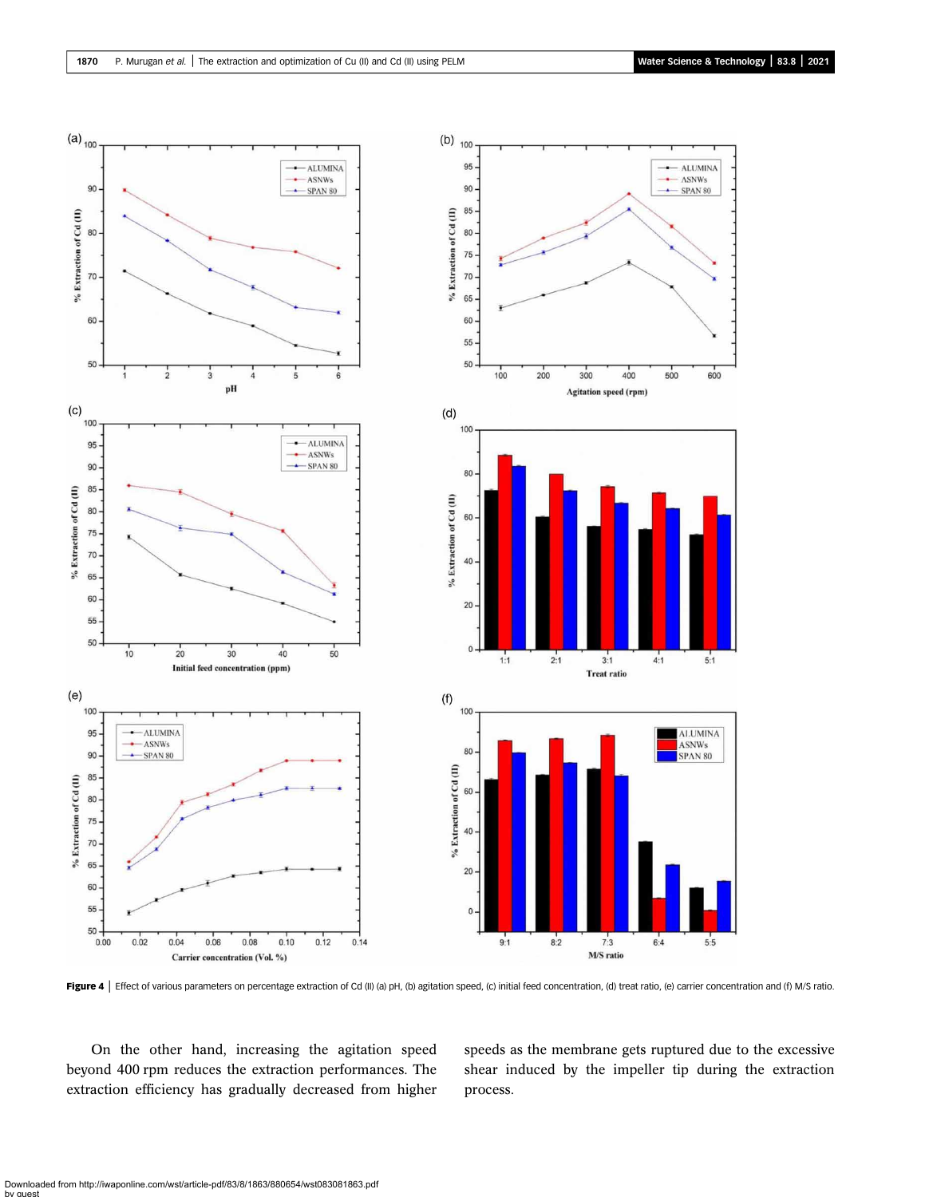Figure 4 | Effect of various parameters on percentage extraction of Cd (II) (a) pH, (b) agitation speed, (c) initial feed concentration, (d) treat ratio, (e) carrier concentration and (f) M/S ratio.

On the other hand, increasing the agitation speed beyond 400 rpm reduces the extraction performances. The extraction efficiency has gradually decreased from higher speeds as the membrane gets ruptured due to the excessive shear induced by the impeller tip during the extraction process.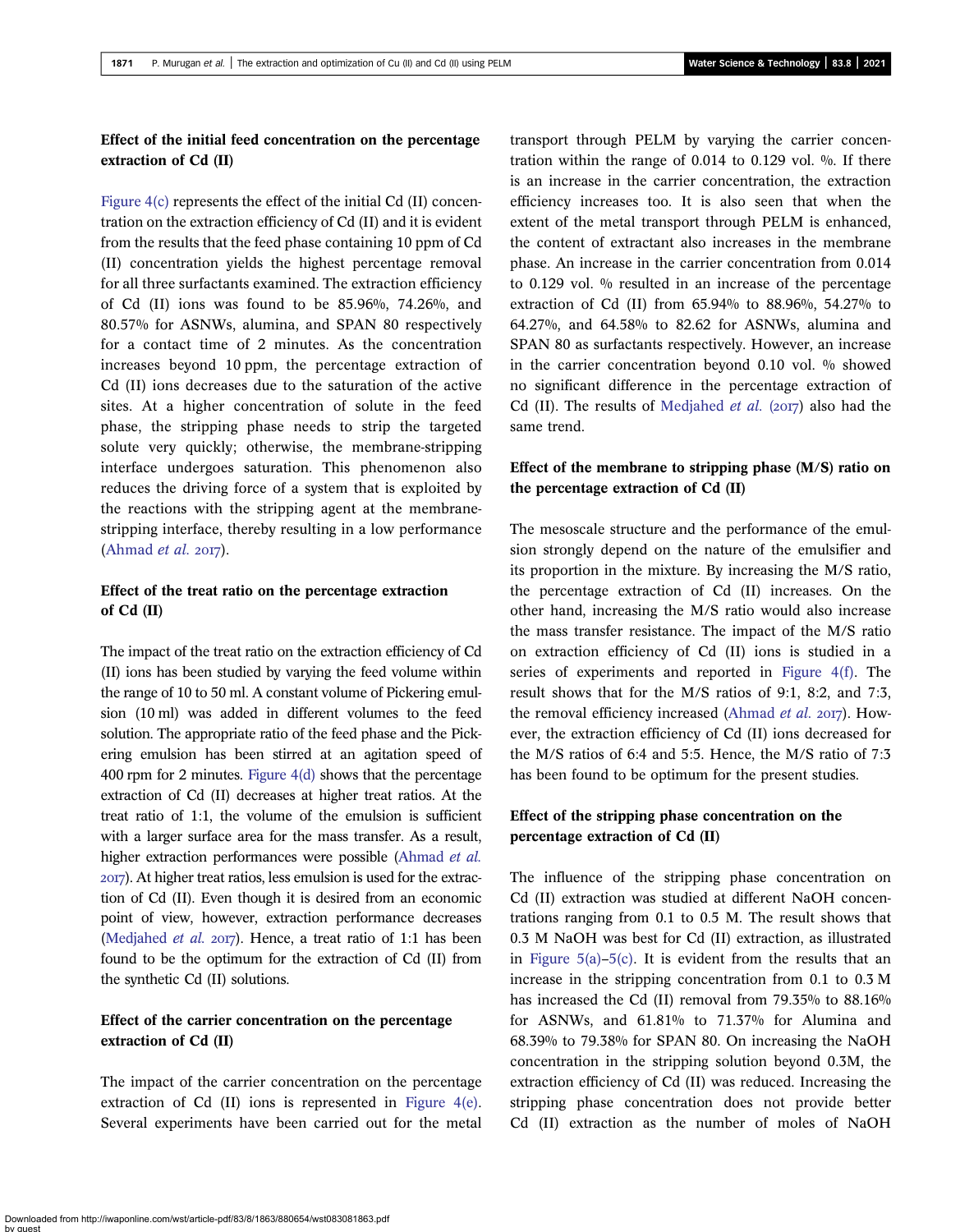### Effect of the initial feed concentration on the percentage extraction of Cd (II)

Figure 4(c) represents the effect of the initial Cd (II) concentration on the extraction efficiency of Cd (II) and it is evident from the results that the feed phase containing 10 ppm of Cd (II) concentration yields the highest percentage removal for all three surfactants examined. The extraction efficiency of Cd (II) ions was found to be 85.96%, 74.26%, and 80.57% for ASNWs, alumina, and SPAN 80 respectively for a contact time of 2 minutes. As the concentration increases beyond 10 ppm, the percentage extraction of Cd (II) ions decreases due to the saturation of the active sites. At a higher concentration of solute in the feed phase, the stripping phase needs to strip the targeted solute very quickly; otherwise, the membrane-stripping interface undergoes saturation. This phenomenon also reduces the driving force of a system that is exploited by the reactions with the stripping agent at the membrane-stripping interface, thereby resulting in a low performance (Ahmad *et al.* 2017).

### Effect of the treat ratio on the percentage extraction of Cd (II)

The impact of the treat ratio on the extraction efficiency of Cd (II) ions has been studied by varying the feed volume within the range of 10 to 50 ml. A constant volume of Pickering emulsion (10 ml) was added in different volumes to the feed solution. The appropriate ratio of the feed phase and the Pickering emulsion has been stirred at an agitation speed of 400 rpm for 2 minutes. Figure 4(d) shows that the percentage extraction of Cd (II) decreases at higher treat ratios. At the treat ratio of 1:1, the volume of the emulsion is sufficient with a larger surface area for the mass transfer. As a result, higher extraction performances were possible (Ahmad *et al.* 2017). At higher treat ratios, less emulsion is used for the extraction of Cd (II). Even though it is desired from an economic point of view, however, extraction performance decreases (Medjahed *et al.* 2017). Hence, a treat ratio of 1:1 has been found to be the optimum for the extraction of Cd (II) from the synthetic Cd (II) solutions.

### Effect of the carrier concentration on the percentage extraction of Cd (II)

The impact of the carrier concentration on the percentage extraction of Cd (II) ions is represented in Figure 4(e). Several experiments have been carried out for the metal transport through PELM by varying the carrier concentration within the range of 0.014 to 0.129 vol. %. If there is an increase in the carrier concentration, the extraction efficiency increases too. It is also seen that when the extent of the metal transport through PELM is enhanced, the content of extractant also increases in the membrane phase. An increase in the carrier concentration from 0.014 to 0.129 vol. % resulted in an increase of the percentage extraction of Cd (II) from 65.94% to 88.96%, 54.27% to 64.27%, and 64.58% to 82.62 for ASNWs, alumina and SPAN 80 as surfactants respectively. However, an increase in the carrier concentration beyond 0.10 vol. % showed no significant difference in the percentage extraction of Cd (II). The results of Medjahed *et al.* (2017) also had the same trend.

### Effect of the membrane to stripping phase (M/S) ratio on the percentage extraction of Cd (II)

The mesoscale structure and the performance of the emulsion strongly depend on the nature of the emulsifier and its proportion in the mixture. By increasing the M/S ratio, the percentage extraction of Cd (II) increases. On the other hand, increasing the M/S ratio would also increase the mass transfer resistance. The impact of the M/S ratio on extraction efficiency of Cd (II) ions is studied in a series of experiments and reported in Figure 4(f). The result shows that for the M/S ratios of 9:1, 8:2, and 7:3, the removal efficiency increased (Ahmad *et al.* 2017). However, the extraction efficiency of Cd (II) ions decreased for the M/S ratios of 6:4 and 5:5. Hence, the M/S ratio of 7:3 has been found to be optimum for the present studies.

### Effect of the stripping phase concentration on the percentage extraction of Cd (II)

The influence of the stripping phase concentration on Cd (II) extraction was studied at different NaOH concentrations ranging from 0.1 to 0.5 M. The result shows that 0.3 M NaOH was best for Cd (II) extraction, as illustrated in Figure 5(a)–5(c). It is evident from the results that an increase in the stripping concentration from 0.1 to 0.3 M has increased the Cd (II) removal from 79.35% to 88.16% for ASNWs, and 61.81% to 71.37% for Alumina and 68.39% to 79.38% for SPAN 80. On increasing the NaOH concentration in the stripping solution beyond 0.3M, the extraction efficiency of Cd (II) was reduced. Increasing the stripping phase concentration does not provide better Cd (II) extraction as the number of moles of NaOH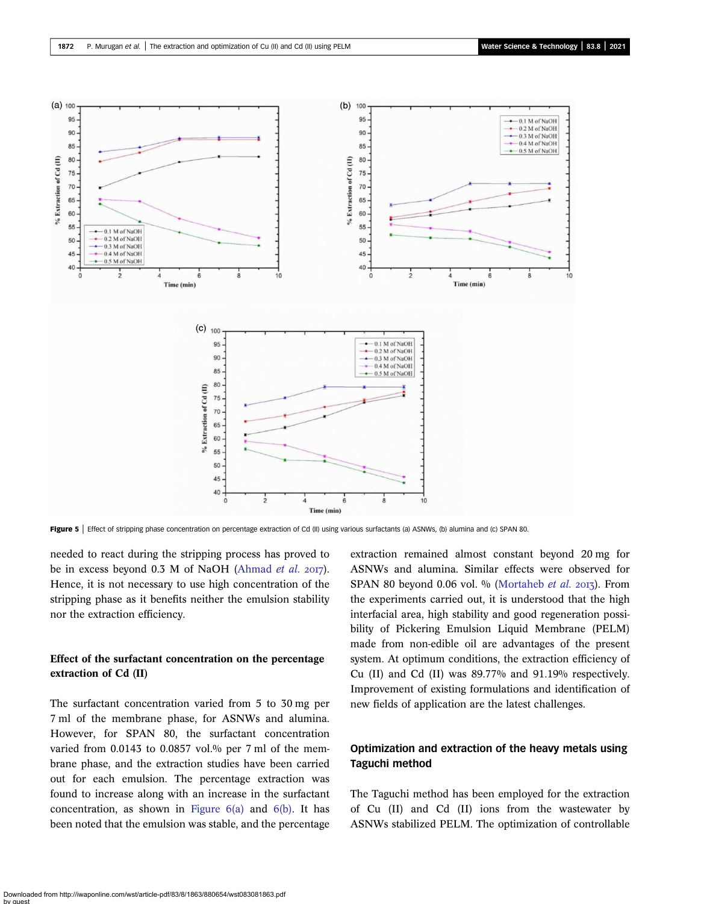Figure 5 | Effect of stripping phase concentration on percentage extraction of Cd (II) using various surfactants (a) ASNWs, (b) alumina and (c) SPAN 80.

needed to react during the stripping process has proved to be in excess beyond 0.3 M of NaOH (Ahmad *et al.* 2017). Hence, it is not necessary to use high concentration of the stripping phase as it benefits neither the emulsion stability nor the extraction efficiency.

### Effect of the surfactant concentration on the percentage extraction of Cd (II)

The surfactant concentration varied from 5 to 30 mg per 7 ml of the membrane phase, for ASNWs and alumina. However, for SPAN 80, the surfactant concentration varied from 0.0143 to 0.0857 vol.% per 7 ml of the membrane phase, and the extraction studies have been carried out for each emulsion. The percentage extraction was found to increase along with an increase in the surfactant concentration, as shown in Figure 6(a) and 6(b). It has been noted that the emulsion was stable, and the percentage extraction remained almost constant beyond 20 mg for ASNWs and alumina. Similar effects were observed for SPAN 80 beyond 0.06 vol. % (Mortaheb *et al.* 2013). From the experiments carried out, it is understood that the high interfacial area, high stability and good regeneration possibility of Pickering Emulsion Liquid Membrane (PELM) made from non-edible oil are advantages of the present system. At optimum conditions, the extraction efficiency of Cu (II) and Cd (II) was 89.77% and 91.19% respectively. Improvement of existing formulations and identification of new fields of application are the latest challenges.

### Optimization and extraction of the heavy metals using Taguchi method

The Taguchi method has been employed for the extraction of Cu (II) and Cd (II) ions from the wastewater by ASNWs stabilized PELM. The optimization of controllable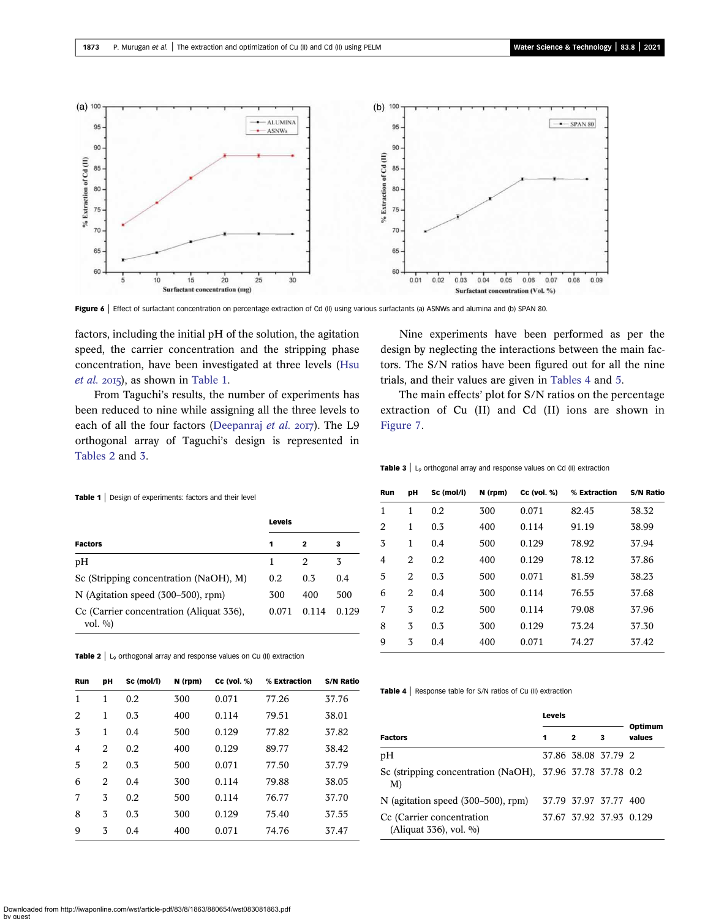Figure 6 | Effect of surfactant concentration on percentage extraction of Cd (II) using various surfactants (a) ASNWs and alumina and (b) SPAN 80.

factors, including the initial pH of the solution, the agitation speed, the carrier concentration and the stripping phase concentration, have been investigated at three levels (Hsu *et al.* 2015), as shown in Table 1.

From Taguchi's results, the number of experiments has been reduced to nine while assigning all the three levels to each of all the four factors (Deepanraj *et al.* 2017). The L9 orthogonal array of Taguchi's design is represented in Tables 2 and 3.

Nine experiments have been performed as per the design by neglecting the interactions between the main factors. The S/N ratios have been figured out for all the nine trials, and their values are given in Tables 4 and 5.

The main effects' plot for S/N ratios on the percentage extraction of Cu (II) and Cd (II) ions are shown in Figure 7.

Table 1 | Design of experiments: factors and their level

| Factors | Levels 1 | 2 | 3 |
|---|---|---|---|
| pH | 1 | 2 | 3 |
| Sc (Stripping concentration (NaOH), M) | 0.2 | 0.3 | 0.4 |
| N (Agitation speed (300–500), rpm) | 300 | 400 | 500 |
| Cc (Carrier concentration (Aliquat 336), vol. %) | 0.071 | 0.114 | 0.129 |

Table 2 | $L_9$ orthogonal array and response values on Cu (II) extraction

| Run | pH | Sc (mol/l) | N (rpm) | Cc (vol. %) | % Extraction | S/N Ratio |
|---|---|---|---|---|---|---|
| 1 | 1 | 0.2 | 300 | 0.071 | 77.26 | 37.76 |
| 2 | 1 | 0.3 | 400 | 0.114 | 79.51 | 38.01 |
| 3 | 1 | 0.4 | 500 | 0.129 | 77.82 | 37.82 |
| 4 | 2 | 0.2 | 400 | 0.129 | 89.77 | 38.42 |
| 5 | 2 | 0.3 | 500 | 0.071 | 77.50 | 37.79 |
| 6 | 2 | 0.4 | 300 | 0.114 | 79.88 | 38.05 |
| 7 | 3 | 0.2 | 500 | 0.114 | 76.77 | 37.70 |
| 8 | 3 | 0.3 | 300 | 0.129 | 75.40 | 37.55 |
| 9 | 3 | 0.4 | 400 | 0.071 | 74.76 | 37.47 |

Table 3 | $L_9$ orthogonal array and response values on Cd (II) extraction

| Run | pH | Sc (mol/l) | N (rpm) | Cc (vol. %) | % Extraction | S/N Ratio |
|---|---|---|---|---|---|---|
| 1 | 1 | 0.2 | 300 | 0.071 | 82.45 | 38.32 |
| 2 | 1 | 0.3 | 400 | 0.114 | 91.19 | 38.99 |
| 3 | 1 | 0.4 | 500 | 0.129 | 78.92 | 37.94 |
| 4 | 2 | 0.2 | 400 | 0.129 | 78.12 | 37.86 |
| 5 | 2 | 0.3 | 500 | 0.071 | 81.59 | 38.23 |
| 6 | 2 | 0.4 | 300 | 0.114 | 76.55 | 37.68 |
| 7 | 3 | 0.2 | 500 | 0.114 | 79.08 | 37.96 |
| 8 | 3 | 0.3 | 300 | 0.129 | 73.24 | 37.30 |
| 9 | 3 | 0.4 | 400 | 0.071 | 74.27 | 37.42 |

Table 4 | Response table for S/N ratios of Cu (II) extraction

| Factors | Levels 1 | 2 | 3 | Optimum values |
|---|---|---|---|---|
| pH | 37.86 | 38.08 | 37.79 | 2 |
| Sc (stripping concentration (NaOH), M) | 37.96 | 37.78 | 37.78 | 0.2 |
| N (agitation speed (300–500), rpm) | 37.79 | 37.97 | 37.77 | 400 |
| Cc (Carrier concentration (Aliquat 336), vol. %) | 37.67 | 37.92 | 37.93 | 0.129 |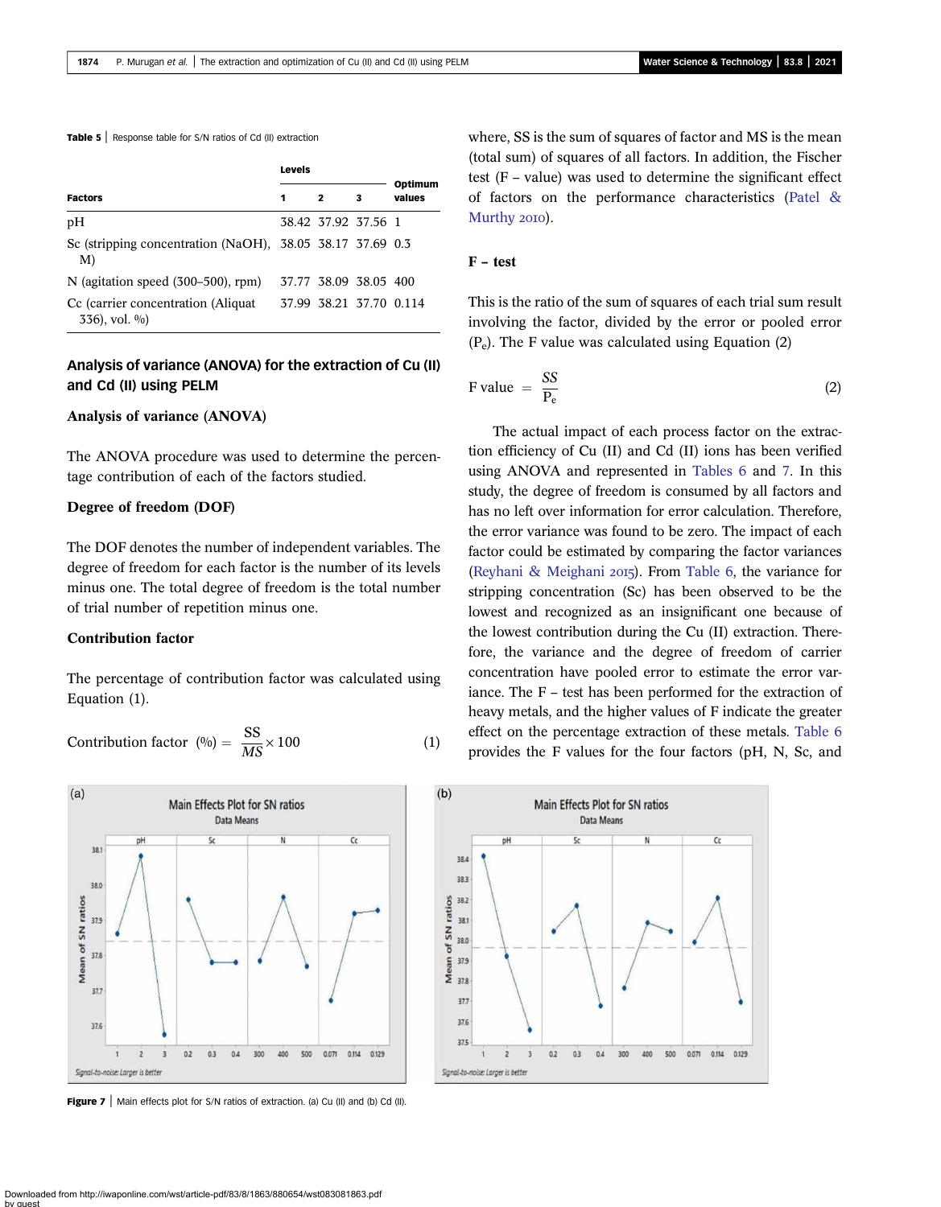**Table 5** | Response table for S/N ratios of Cd (II) extraction

| Factors | Levels | | | Optimum values |
|---|---|---|---|---|
| | 1 | 2 | 3 | |
| pH | 38.42 | 37.92 | 37.56 | 1 |
| Sc (stripping concentration (NaOH), M) | 38.05 | 38.17 | 37.69 | 0.3 |
| N (agitation speed (300–500), rpm) | 37.77 | 38.09 | 38.05 | 400 |
| Cc (carrier concentration (Aliquat 336), vol. %) | 37.99 | 38.21 | 37.70 | 0.114 |

## Analysis of variance (ANOVA) for the extraction of Cu (II) and Cd (II) using PELM

### Analysis of variance (ANOVA)

The ANOVA procedure was used to determine the percentage contribution of each of the factors studied.

### Degree of freedom (DOF)

The DOF denotes the number of independent variables. The degree of freedom for each factor is the number of its levels minus one. The total degree of freedom is the total number of trial number of repetition minus one.

### Contribution factor

The percentage of contribution factor was calculated using Equation (1).

$$\text{Contribution factor } (\%) = \frac{\text{SS}}{MS} \times 100 \tag{1}$$

where, SS is the sum of squares of factor and MS is the mean (total sum) of squares of all factors. In addition, the Fischer test (F – value) was used to determine the significant effect of factors on the performance characteristics (Patel & Murthy 2010).

### F – test

This is the ratio of the sum of squares of each trial sum result involving the factor, divided by the error or pooled error ($P_e$). The F value was calculated using Equation (2)

$$\text{F value} = \frac{SS}{P_e} \tag{2}$$

The actual impact of each process factor on the extraction efficiency of Cu (II) and Cd (II) ions has been verified using ANOVA and represented in Tables 6 and 7. In this study, the degree of freedom is consumed by all factors and has no left over information for error calculation. Therefore, the error variance was found to be zero. The impact of each factor could be estimated by comparing the factor variances (Reyhani & Meighani 2015). From Table 6, the variance for stripping concentration (Sc) has been observed to be the lowest and recognized as an insignificant one because of the lowest contribution during the Cu (II) extraction. Therefore, the variance and the degree of freedom of carrier concentration have pooled error to estimate the error variance. The F – test has been performed for the extraction of heavy metals, and the higher values of F indicate the greater effect on the percentage extraction of these metals. Table 6 provides the F values for the four factors (pH, N, Sc, and

**Figure 7** | Main effects plot for S/N ratios of extraction. (a) Cu (II) and (b) Cd (II).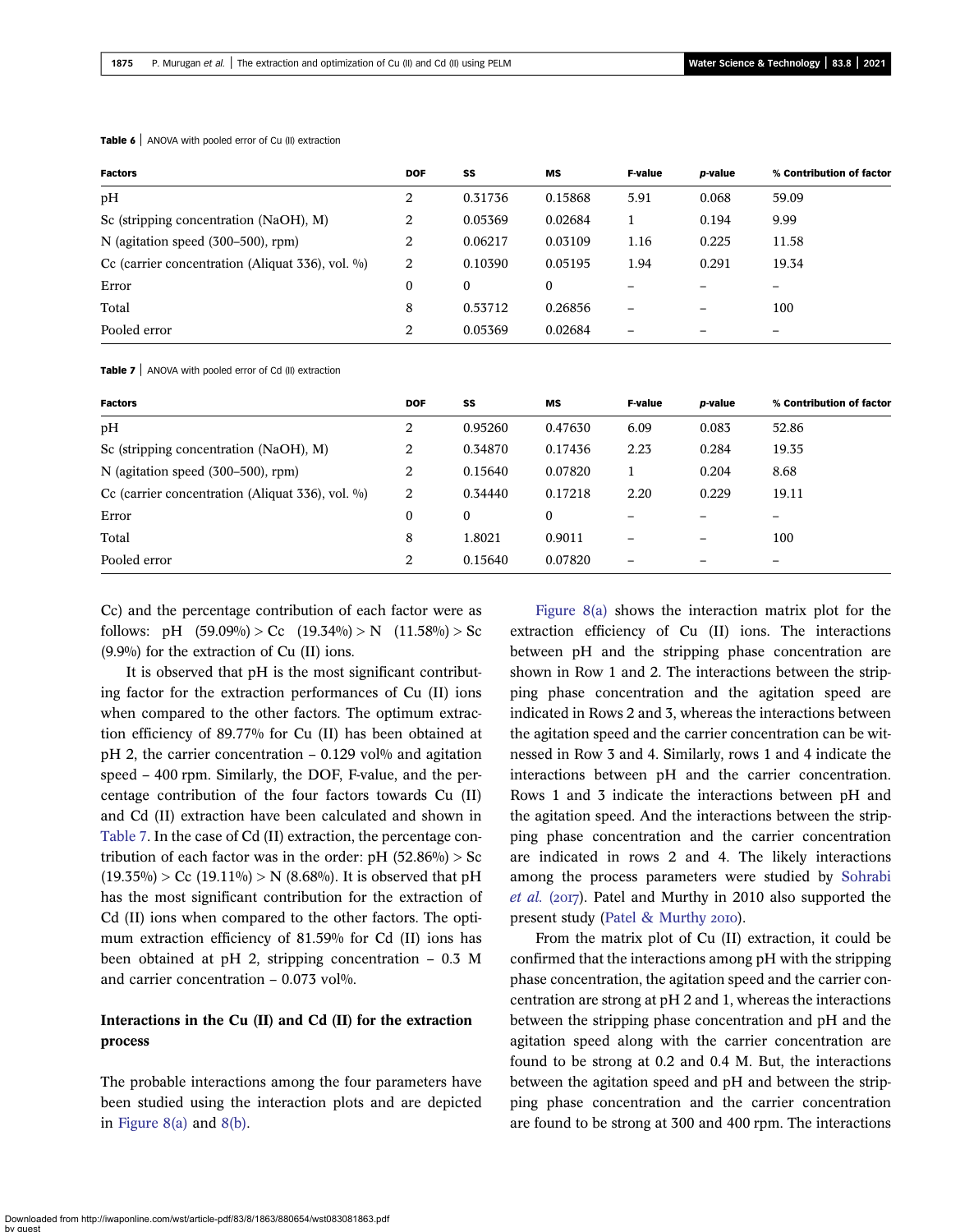**Table 6** | ANOVA with pooled error of Cu (II) extraction

| Factors | DOF | SS | MS | F-value | *p*-value | % Contribution of factor |
|---|---|---|---|---|---|---|
| pH | 2 | 0.31736 | 0.15868 | 5.91 | 0.068 | 59.09 |
| Sc (stripping concentration (NaOH), M) | 2 | 0.05369 | 0.02684 | 1 | 0.194 | 9.99 |
| N (agitation speed (300–500), rpm) | 2 | 0.06217 | 0.03109 | 1.16 | 0.225 | 11.58 |
| Cc (carrier concentration (Aliquat 336), vol. %) | 2 | 0.10390 | 0.05195 | 1.94 | 0.291 | 19.34 |
| Error | 0 | 0 | 0 | – | – | – |
| Total | 8 | 0.53712 | 0.26856 | – | – | 100 |
| Pooled error | 2 | 0.05369 | 0.02684 | – | – | – |

**Table 7** | ANOVA with pooled error of Cd (II) extraction

| Factors | DOF | SS | MS | F-value | *p*-value | % Contribution of factor |
|---|---|---|---|---|---|---|
| pH | 2 | 0.95260 | 0.47630 | 6.09 | 0.083 | 52.86 |
| Sc (stripping concentration (NaOH), M) | 2 | 0.34870 | 0.17436 | 2.23 | 0.284 | 19.35 |
| N (agitation speed (300–500), rpm) | 2 | 0.15640 | 0.07820 | 1 | 0.204 | 8.68 |
| Cc (carrier concentration (Aliquat 336), vol. %) | 2 | 0.34440 | 0.17218 | 2.20 | 0.229 | 19.11 |
| Error | 0 | 0 | 0 | – | – | – |
| Total | 8 | 1.8021 | 0.9011 | – | – | 100 |
| Pooled error | 2 | 0.15640 | 0.07820 | – | – | – |

Cc) and the percentage contribution of each factor were as follows: pH (59.09%) > Cc (19.34%) > N (11.58%) > Sc (9.9%) for the extraction of Cu (II) ions.

It is observed that pH is the most significant contributing factor for the extraction performances of Cu (II) ions when compared to the other factors. The optimum extraction efficiency of 89.77% for Cu (II) has been obtained at pH 2, the carrier concentration – 0.129 vol% and agitation speed – 400 rpm. Similarly, the DOF, F-value, and the percentage contribution of the four factors towards Cu (II) and Cd (II) extraction have been calculated and shown in Table 7. In the case of Cd (II) extraction, the percentage contribution of each factor was in the order: pH (52.86%) > Sc (19.35%) > Cc (19.11%) > N (8.68%). It is observed that pH has the most significant contribution for the extraction of Cd (II) ions when compared to the other factors. The optimum extraction efficiency of 81.59% for Cd (II) ions has been obtained at pH 2, stripping concentration – 0.3 M and carrier concentration – 0.073 vol%.

## Interactions in the Cu (II) and Cd (II) for the extraction process

The probable interactions among the four parameters have been studied using the interaction plots and are depicted in Figure 8(a) and 8(b).

Figure 8(a) shows the interaction matrix plot for the extraction efficiency of Cu (II) ions. The interactions between pH and the stripping phase concentration are shown in Row 1 and 2. The interactions between the stripping phase concentration and the agitation speed are indicated in Rows 2 and 3, whereas the interactions between the agitation speed and the carrier concentration can be witnessed in Row 3 and 4. Similarly, rows 1 and 4 indicate the interactions between pH and the carrier concentration. Rows 1 and 3 indicate the interactions between pH and the agitation speed. And the interactions between the stripping phase concentration and the carrier concentration are indicated in rows 2 and 4. The likely interactions among the process parameters were studied by Sohrabi *et al.* (2017). Patel and Murthy in 2010 also supported the present study (Patel & Murthy 2010).

From the matrix plot of Cu (II) extraction, it could be confirmed that the interactions among pH with the stripping phase concentration, the agitation speed and the carrier concentration are strong at pH 2 and 1, whereas the interactions between the stripping phase concentration and pH and the agitation speed along with the carrier concentration are found to be strong at 0.2 and 0.4 M. But, the interactions between the agitation speed and pH and between the stripping phase concentration and the carrier concentration are found to be strong at 300 and 400 rpm. The interactions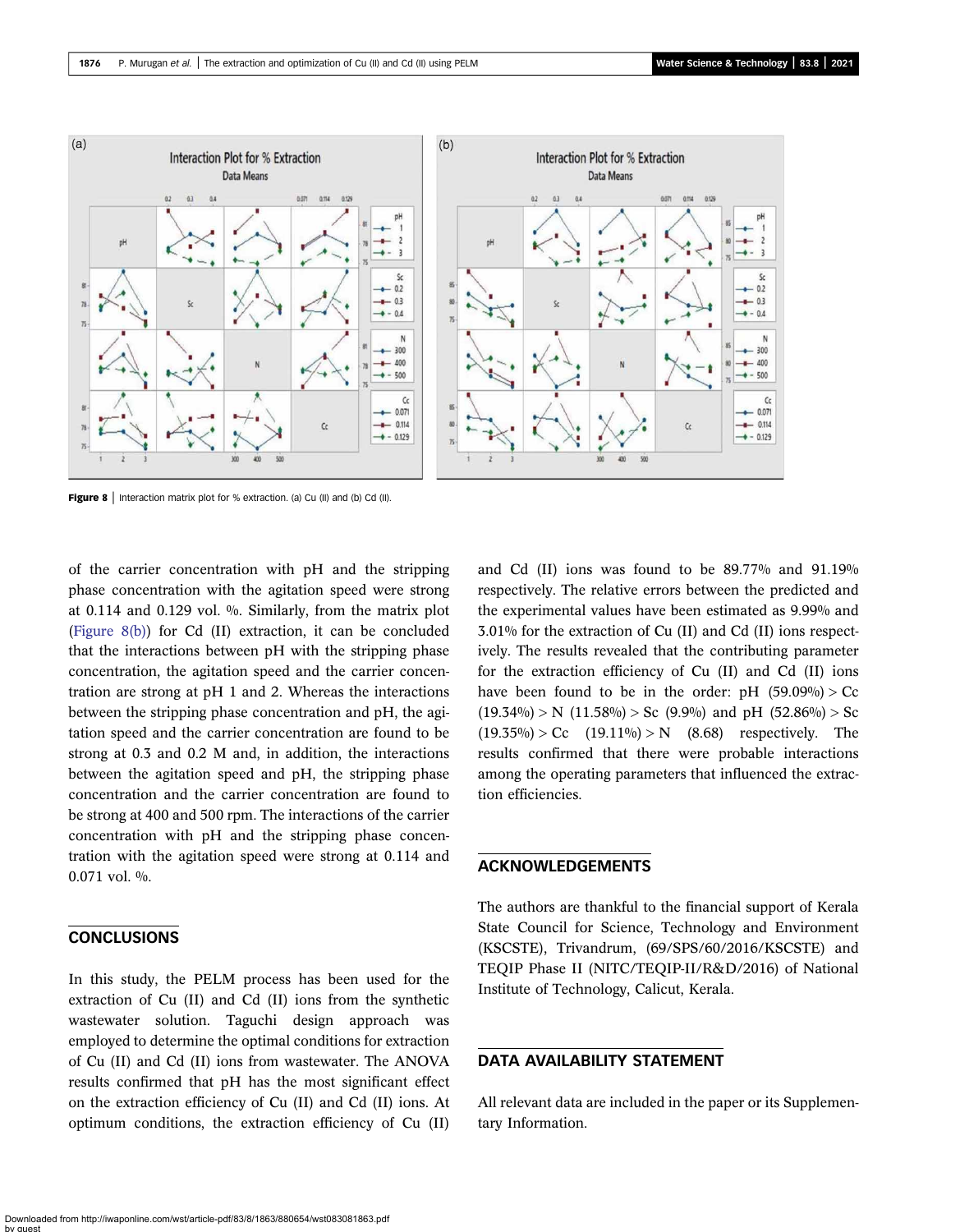Figure 8 | Interaction matrix plot for % extraction. (a) Cu (II) and (b) Cd (II).

of the carrier concentration with pH and the stripping phase concentration with the agitation speed were strong at 0.114 and 0.129 vol. %. Similarly, from the matrix plot (Figure 8(b)) for Cd (II) extraction, it can be concluded that the interactions between pH with the stripping phase concentration, the agitation speed and the carrier concentration are strong at pH 1 and 2. Whereas the interactions between the stripping phase concentration and pH, the agitation speed and the carrier concentration are found to be strong at 0.3 and 0.2 M and, in addition, the interactions between the agitation speed and pH, the stripping phase concentration and the carrier concentration are found to be strong at 400 and 500 rpm. The interactions of the carrier concentration with pH and the stripping phase concentration with the agitation speed were strong at 0.114 and 0.071 vol. %.

## CONCLUSIONS

In this study, the PELM process has been used for the extraction of Cu (II) and Cd (II) ions from the synthetic wastewater solution. Taguchi design approach was employed to determine the optimal conditions for extraction of Cu (II) and Cd (II) ions from wastewater. The ANOVA results confirmed that pH has the most significant effect on the extraction efficiency of Cu (II) and Cd (II) ions. At optimum conditions, the extraction efficiency of Cu (II) and Cd (II) ions was found to be 89.77% and 91.19% respectively. The relative errors between the predicted and the experimental values have been estimated as 9.99% and 3.01% for the extraction of Cu (II) and Cd (II) ions respectively. The results revealed that the contributing parameter for the extraction efficiency of Cu (II) and Cd (II) ions have been found to be in the order: pH (59.09%) > Cc (19.34%) > N (11.58%) > Sc (9.9%) and pH (52.86%) > Sc (19.35%) > Cc (19.11%) > N (8.68) respectively. The results confirmed that there were probable interactions among the operating parameters that influenced the extraction efficiencies.

## ACKNOWLEDGEMENTS

The authors are thankful to the financial support of Kerala State Council for Science, Technology and Environment (KSCSTE), Trivandrum, (69/SPS/60/2016/KSCSTE) and TEQIP Phase II (NITC/TEQIP-II/R&D/2016) of National Institute of Technology, Calicut, Kerala.

## DATA AVAILABILITY STATEMENT

All relevant data are included in the paper or its Supplementary Information.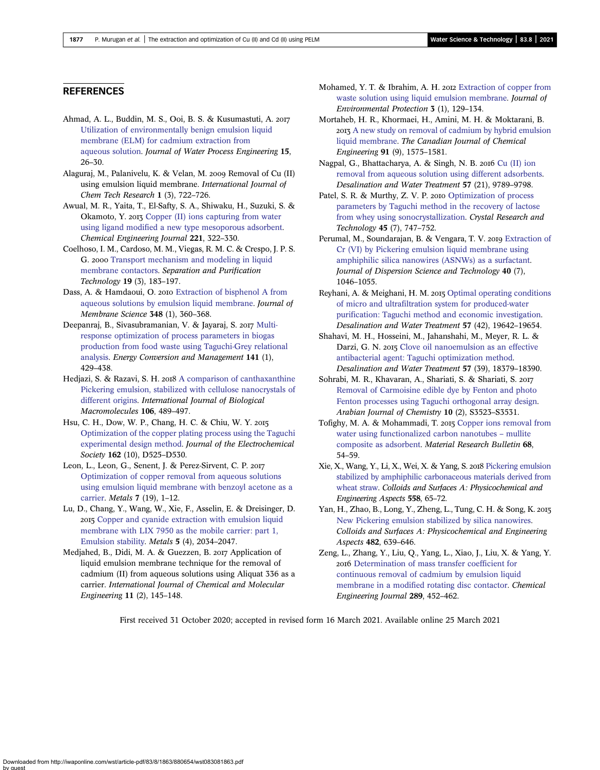## REFERENCES

Ahmad, A. L., Buddin, M. S., Ooi, B. S. & Kusumastuti, A. 2017 Utilization of environmentally benign emulsion liquid membrane (ELM) for cadmium extraction from aqueous solution. *Journal of Water Process Engineering* **15**, 26–30.

Alaguraj, M., Palanivelu, K. & Velan, M. 2009 Removal of Cu (II) using emulsion liquid membrane. *International Journal of Chem Tech Research* **1** (3), 722–726.

Awual, M. R., Yaita, T., El-Safty, S. A., Shiwaku, H., Suzuki, S. & Okamoto, Y. 2013 Copper (II) ions capturing from water using ligand modified a new type mesoporous adsorbent. *Chemical Engineering Journal* **221**, 322–330.

Coelhoso, I. M., Cardoso, M. M., Viegas, R. M. C. & Crespo, J. P. S. G. 2000 Transport mechanism and modeling in liquid membrane contactors. *Separation and Purification Technology* **19** (3), 183–197.

Dass, A. & Hamdaoui, O. 2010 Extraction of bisphenol A from aqueous solutions by emulsion liquid membrane. *Journal of Membrane Science* **348** (1), 360–368.

Deepanraj, B., Sivasubramanian, V. & Jayaraj, S. 2017 Multi-response optimization of process parameters in biogas production from food waste using Taguchi-Grey relational analysis. *Energy Conversion and Management* **141** (1), 429–438.

Hedjazi, S. & Razavi, S. H. 2018 A comparison of canthaxanthine Pickering emulsion, stabilized with cellulose nanocrystals of different origins. *International Journal of Biological Macromolecules* **106**, 489–497.

Hsu, C. H., Dow, W. P., Chang, H. C. & Chiu, W. Y. 2015 Optimization of the copper plating process using the Taguchi experimental design method. *Journal of the Electrochemical Society* **162** (10), D525–D530.

Leon, L., Leon, G., Senent, J. & Perez-Sirvent, C. P. 2017 Optimization of copper removal from aqueous solutions using emulsion liquid membrane with benzoyl acetone as a carrier. *Metals* **7** (19), 1–12.

Lu, D., Chang, Y., Wang, W., Xie, F., Asselin, E. & Dreisinger, D. 2015 Copper and cyanide extraction with emulsion liquid membrane with LIX 7950 as the mobile carrier: part 1, Emulsion stability. *Metals* **5** (4), 2034–2047.

Medjahed, B., Didi, M. A. & Guezzen, B. 2017 Application of liquid emulsion membrane technique for the removal of cadmium (II) from aqueous solutions using Aliquat 336 as a carrier. *International Journal of Chemical and Molecular Engineering* **11** (2), 145–148.

Mohamed, Y. T. & Ibrahim, A. H. 2012 Extraction of copper from waste solution using liquid emulsion membrane. *Journal of Environmental Protection* **3** (1), 129–134.

Mortaheb, H. R., Khormaei, H., Amini, M. H. & Moktarani, B. 2013 A new study on removal of cadmium by hybrid emulsion liquid membrane. *The Canadian Journal of Chemical Engineering* **91** (9), 1575–1581.

Nagpal, G., Bhattacharya, A. & Singh, N. B. 2016 Cu (II) ion removal from aqueous solution using different adsorbents. *Desalination and Water Treatment* **57** (21), 9789–9798.

Patel, S. R. & Murthy, Z. V. P. 2010 Optimization of process parameters by Taguchi method in the recovery of lactose from whey using sonocrystallization. *Crystal Research and Technology* **45** (7), 747–752.

Perumal, M., Soundarajan, B. & Vengara, T. V. 2019 Extraction of Cr (VI) by Pickering emulsion liquid membrane using amphiphilic silica nanowires (ASNWs) as a surfactant. *Journal of Dispersion Science and Technology* **40** (7), 1046–1055.

Reyhani, A. & Meighani, H. M. 2015 Optimal operating conditions of micro and ultrafiltration system for produced-water purification: Taguchi method and economic investigation. *Desalination and Water Treatment* **57** (42), 19642–19654.

Shahavi, M. H., Hosseini, M., Jahanshahi, M., Meyer, R. L. & Darzi, G. N. 2015 Clove oil nanoemulsion as an effective antibacterial agent: Taguchi optimization method. *Desalination and Water Treatment* **57** (39), 18379–18390.

Sohrabi, M. R., Khavaran, A., Shariati, S. & Shariati, S. 2017 Removal of Carmoisine edible dye by Fenton and photo Fenton processes using Taguchi orthogonal array design. *Arabian Journal of Chemistry* **10** (2), S3523–S3531.

Tofighy, M. A. & Mohammadi, T. 2015 Copper ions removal from water using functionalized carbon nanotubes – mullite composite as adsorbent. *Material Research Bulletin* **68**, 54–59.

Xie, X., Wang, Y., Li, X., Wei, X. & Yang, S. 2018 Pickering emulsion stabilized by amphiphilic carbonaceous materials derived from wheat straw. *Colloids and Surfaces A: Physicochemical and Engineering Aspects* **558**, 65–72.

Yan, H., Zhao, B., Long, Y., Zheng, L., Tung, C. H. & Song, K. 2015 New Pickering emulsion stabilized by silica nanowires. *Colloids and Surfaces A: Physicochemical and Engineering Aspects* **482**, 639–646.

Zeng, L., Zhang, Y., Liu, Q., Yang, L., Xiao, J., Liu, X. & Yang, Y. 2016 Determination of mass transfer coefficient for continuous removal of cadmium by emulsion liquid membrane in a modified rotating disc contactor. *Chemical Engineering Journal* **289**, 452–462.

First received 31 October 2020; accepted in revised form 16 March 2021. Available online 25 March 2021